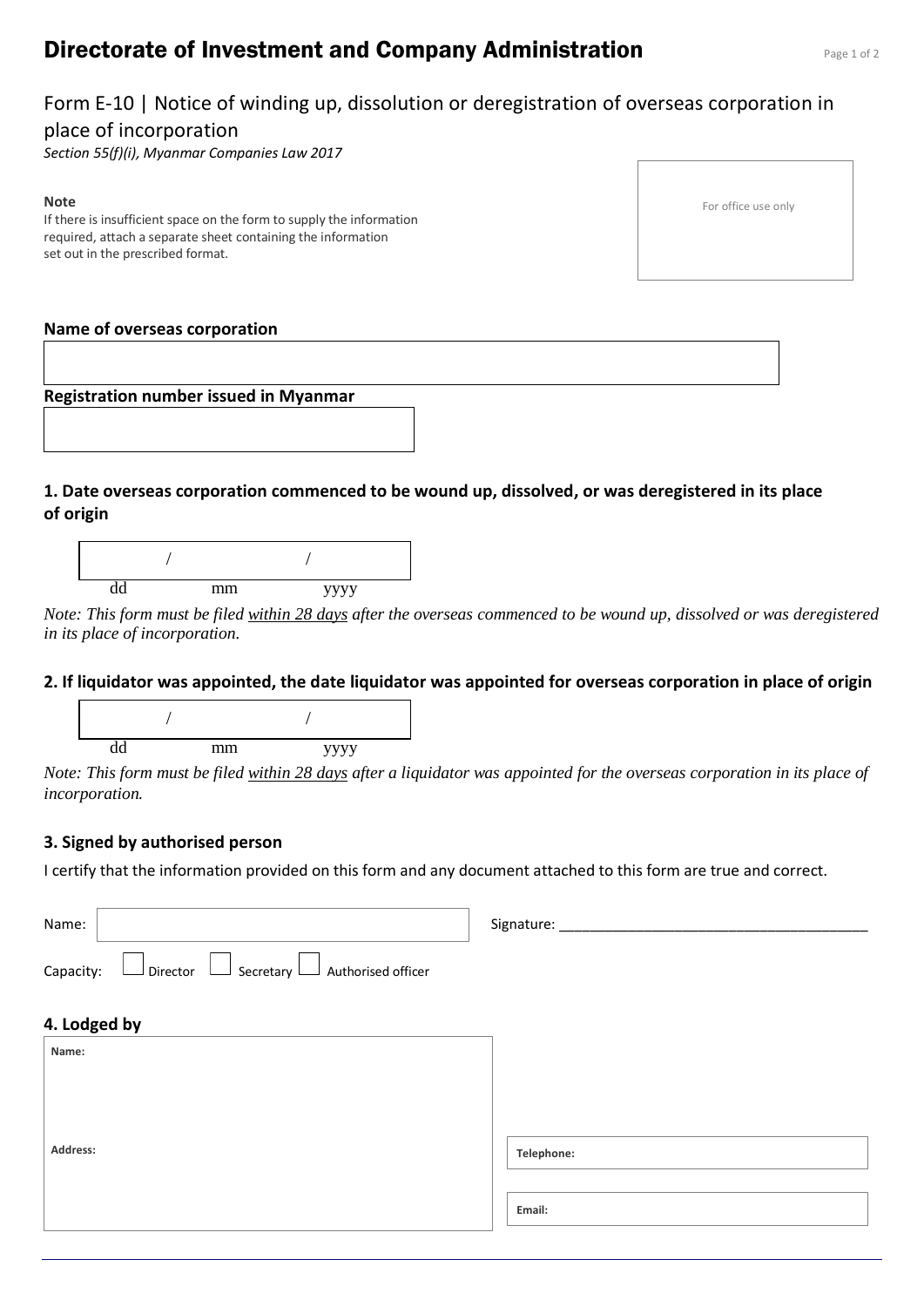# Directorate of Investment and Company Administration

## Form E-10 | Notice of winding up, dissolution or deregistration of overseas corporation in place of incorporation

*Section 55(f)(i), Myanmar Companies Law 2017*

**Note**
If there is insufficient space on the form to supply the information required, attach a separate sheet containing the information set out in the prescribed format.

For office use only

**Name of overseas corporation**

**Registration number issued in Myanmar**

### 1. Date overseas corporation commenced to be wound up, dissolved, or was deregistered in its place of origin

/ /
dd mm yyyy

*Note: This form must be filed within 28 days after the overseas commenced to be wound up, dissolved or was deregistered in its place of incorporation.*

### 2. If liquidator was appointed, the date liquidator was appointed for overseas corporation in place of origin

/ /
dd mm yyyy

*Note: This form must be filed within 28 days after a liquidator was appointed for the overseas corporation in its place of incorporation.*

### 3. Signed by authorised person

I certify that the information provided on this form and any document attached to this form are true and correct.

Name: 

Signature: ______________________________________

Capacity: ☐ Director ☐ Secretary ☐ Authorised officer

### 4. Lodged by

**Name:**

**Address:**

**Telephone:**

**Email:**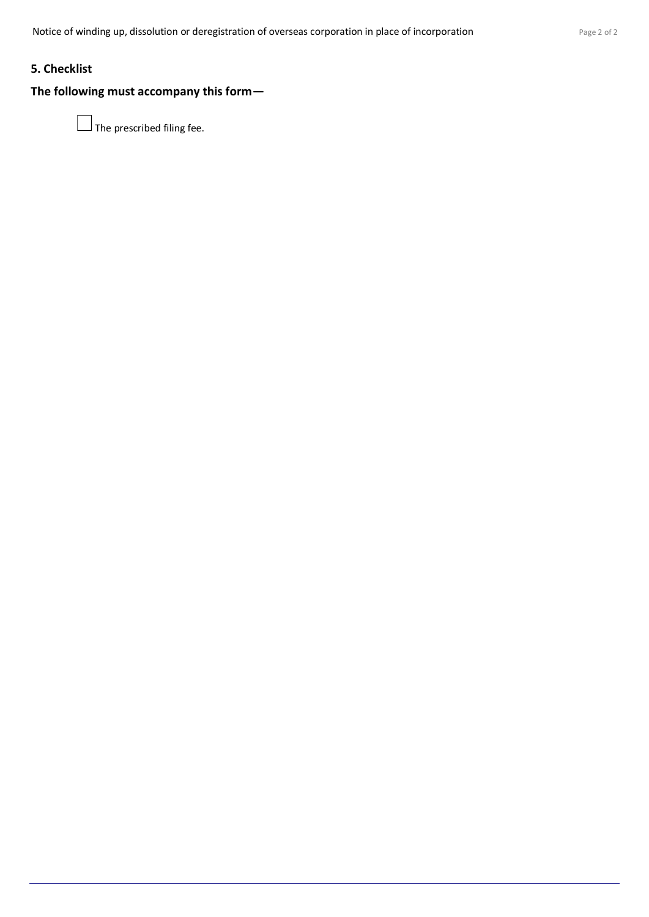## 5. Checklist

### The following must accompany this form—

- [ ] The prescribed filing fee.